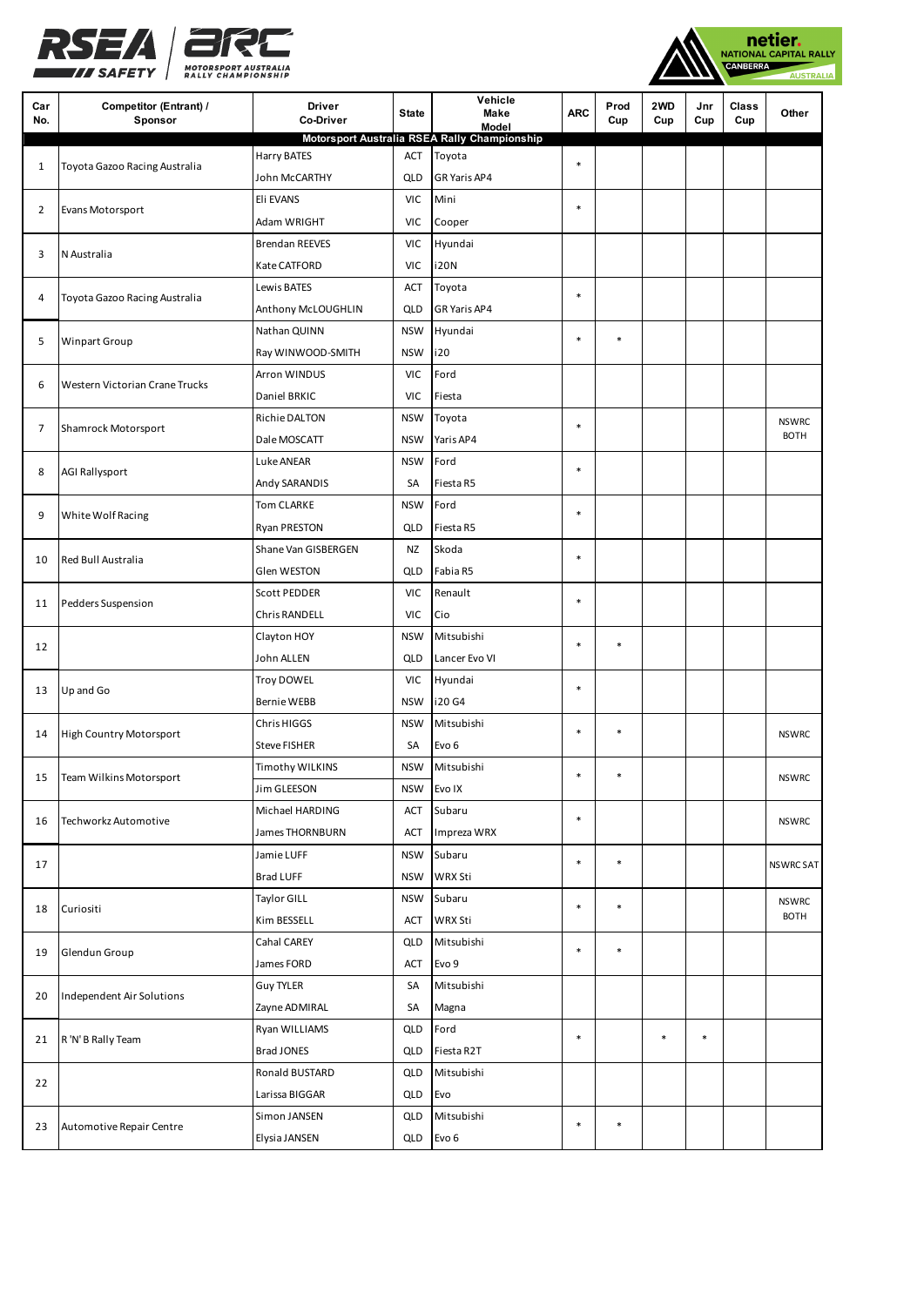| Car No. | Competitor (Entrant) / Sponsor | Driver Co-Driver | State | Vehicle Make Model | ARC | Prod Cup | 2WD Cup | Jnr Cup | Class Cup | Other |
|---|---|---|---|---|---|---|---|---|---|---|
| **Motorsport Australia RSEA Rally Championship** | | | | | | | | | | |
| 1 | Toyota Gazoo Racing Australia | Harry BATES | ACT | Toyota | * | | | | | |
| | | John McCARTHY | QLD | GR Yaris AP4 | | | | | | |
| 2 | Evans Motorsport | Eli EVANS | VIC | Mini | * | | | | | |
| | | Adam WRIGHT | VIC | Cooper | | | | | | |
| 3 | N Australia | Brendan REEVES | VIC | Hyundai | | | | | | |
| | | Kate CATFORD | VIC | i20N | | | | | | |
| 4 | Toyota Gazoo Racing Australia | Lewis BATES | ACT | Toyota | * | | | | | |
| | | Anthony McLOUGHLIN | QLD | GR Yaris AP4 | | | | | | |
| 5 | Winpart Group | Nathan QUINN | NSW | Hyundai | * | * | | | | |
| | | Ray WINWOOD-SMITH | NSW | i20 | | | | | | |
| 6 | Western Victorian Crane Trucks | Arron WINDUS | VIC | Ford | | | | | | |
| | | Daniel BRKIC | VIC | Fiesta | | | | | | |
| 7 | Shamrock Motorsport | Richie DALTON | NSW | Toyota | * | | | | | NSWRC BOTH |
| | | Dale MOSCATT | NSW | Yaris AP4 | | | | | | |
| 8 | AGI Rallysport | Luke ANEAR | NSW | Ford | * | | | | | |
| | | Andy SARANDIS | SA | Fiesta R5 | | | | | | |
| 9 | White Wolf Racing | Tom CLARKE | NSW | Ford | * | | | | | |
| | | Ryan PRESTON | QLD | Fiesta R5 | | | | | | |
| 10 | Red Bull Australia | Shane Van GISBERGEN | NZ | Skoda | * | | | | | |
| | | Glen WESTON | QLD | Fabia R5 | | | | | | |
| 11 | Pedders Suspension | Scott PEDDER | VIC | Renault | * | | | | | |
| | | Chris RANDELL | VIC | Cio | | | | | | |
| 12 | | Clayton HOY | NSW | Mitsubishi | * | * | | | | |
| | | John ALLEN | QLD | Lancer Evo VI | | | | | | |
| 13 | Up and Go | Troy DOWEL | VIC | Hyundai | * | | | | | |
| | | Bernie WEBB | NSW | i20 G4 | | | | | | |
| 14 | High Country Motorsport | Chris HIGGS | NSW | Mitsubishi | * | * | | | | NSWRC |
| | | Steve FISHER | SA | Evo 6 | | | | | | |
| 15 | Team Wilkins Motorsport | Timothy WILKINS | NSW | Mitsubishi | * | * | | | | NSWRC |
| | | Jim GLEESON | NSW | Evo IX | | | | | | |
| 16 | Techworkz Automotive | Michael HARDING | ACT | Subaru | * | | | | | NSWRC |
| | | James THORNBURN | ACT | Impreza WRX | | | | | | |
| 17 | | Jamie LUFF | NSW | Subaru | * | * | | | | NSWRC SAT |
| | | Brad LUFF | NSW | WRX Sti | | | | | | |
| 18 | Curiositi | Taylor GILL | NSW | Subaru | * | * | | | | NSWRC BOTH |
| | | Kim BESSELL | ACT | WRX Sti | | | | | | |
| 19 | Glendun Group | Cahal CAREY | QLD | Mitsubishi | * | * | | | | |
| | | James FORD | ACT | Evo 9 | | | | | | |
| 20 | Independent Air Solutions | Guy TYLER | SA | Mitsubishi | | | | | | |
| | | Zayne ADMIRAL | SA | Magna | | | | | | |
| 21 | R 'N' B Rally Team | Ryan WILLIAMS | QLD | Ford | * | | * | * | | |
| | | Brad JONES | QLD | Fiesta R2T | | | | | | |
| 22 | | Ronald BUSTARD | QLD | Mitsubishi | | | | | | |
| | | Larissa BIGGAR | QLD | Evo | | | | | | |
| 23 | Automotive Repair Centre | Simon JANSEN | QLD | Mitsubishi | * | * | | | | |
| | | Elysia JANSEN | QLD | Evo 6 | | | | | | |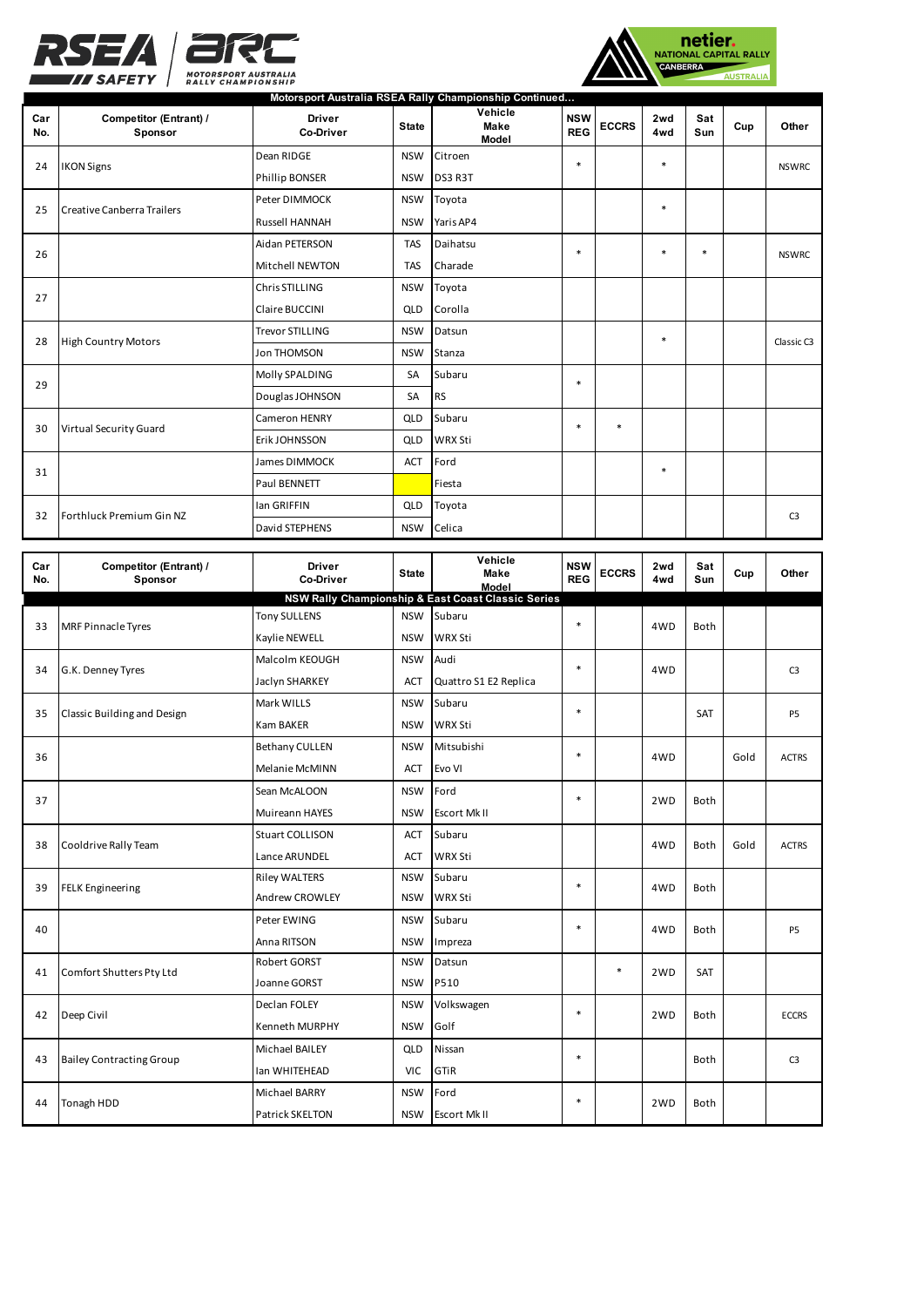## Motorsport Australia RSEA Rally Championship Continued...

| Car No. | Competitor (Entrant) / Sponsor | Driver Co-Driver | State | Vehicle Make Model | NSW REG | ECCRS | 2wd 4wd | Sat Sun | Cup | Other |
|---|---|---|---|---|---|---|---|---|---|---|
| 24 | IKON Signs | Dean RIDGE | NSW | Citroen | * | | * | | | NSWRC |
| | | Phillip BONSER | NSW | DS3 R3T | | | | | | |
| 25 | Creative Canberra Trailers | Peter DIMMOCK | NSW | Toyota | | | * | | | |
| | | Russell HANNAH | NSW | Yaris AP4 | | | | | | |
| 26 | | Aidan PETERSON | TAS | Daihatsu | * | | * | * | | NSWRC |
| | | Mitchell NEWTON | TAS | Charade | | | | | | |
| 27 | | Chris STILLING | NSW | Toyota | | | | | | |
| | | Claire BUCCINI | QLD | Corolla | | | | | | |
| 28 | High Country Motors | Trevor STILLING | NSW | Datsun | | | * | | | Classic C3 |
| | | Jon THOMSON | NSW | Stanza | | | | | | |
| 29 | | Molly SPALDING | SA | Subaru | * | | | | | |
| | | Douglas JOHNSON | SA | RS | | | | | | |
| 30 | Virtual Security Guard | Cameron HENRY | QLD | Subaru | * | * | | | | |
| | | Erik JOHNSSON | QLD | WRX Sti | | | | | | |
| 31 | | James DIMMOCK | ACT | Ford | | | * | | | |
| | | Paul BENNETT | | Fiesta | | | | | | |
| 32 | Forthluck Premium Gin NZ | Ian GRIFFIN | QLD | Toyota | | | | | | C3 |
| | | David STEPHENS | NSW | Celica | | | | | | |

## NSW Rally Championship & East Coast Classic Series

| Car No. | Competitor (Entrant) / Sponsor | Driver Co-Driver | State | Vehicle Make Model | NSW REG | ECCRS | 2wd 4wd | Sat Sun | Cup | Other |
|---|---|---|---|---|---|---|---|---|---|---|
| 33 | MRF Pinnacle Tyres | Tony SULLENS | NSW | Subaru | * | | 4WD | Both | | |
| | | Kaylie NEWELL | NSW | WRX Sti | | | | | | |
| 34 | G.K. Denney Tyres | Malcolm KEOUGH | NSW | Audi | * | | 4WD | | | C3 |
| | | Jaclyn SHARKEY | ACT | Quattro S1 E2 Replica | | | | | | |
| 35 | Classic Building and Design | Mark WILLS | NSW | Subaru | * | | | SAT | | P5 |
| | | Kam BAKER | NSW | WRX Sti | | | | | | |
| 36 | | Bethany CULLEN | NSW | Mitsubishi | * | | 4WD | | Gold | ACTRS |
| | | Melanie McMINN | ACT | Evo VI | | | | | | |
| 37 | | Sean McALOON | NSW | Ford | * | | 2WD | Both | | |
| | | Muireann HAYES | NSW | Escort Mk II | | | | | | |
| 38 | Cooldrive Rally Team | Stuart COLLISON | ACT | Subaru | | | 4WD | Both | Gold | ACTRS |
| | | Lance ARUNDEL | ACT | WRX Sti | | | | | | |
| 39 | FELK Engineering | Riley WALTERS | NSW | Subaru | * | | 4WD | Both | | |
| | | Andrew CROWLEY | NSW | WRX Sti | | | | | | |
| 40 | | Peter EWING | NSW | Subaru | * | | 4WD | Both | | P5 |
| | | Anna RITSON | NSW | Impreza | | | | | | |
| 41 | Comfort Shutters Pty Ltd | Robert GORST | NSW | Datsun | | * | 2WD | SAT | | |
| | | Joanne GORST | NSW | P510 | | | | | | |
| 42 | Deep Civil | Declan FOLEY | NSW | Volkswagen | * | | 2WD | Both | | ECCRS |
| | | Kenneth MURPHY | NSW | Golf | | | | | | |
| 43 | Bailey Contracting Group | Michael BAILEY | QLD | Nissan | * | | | Both | | C3 |
| | | Ian WHITEHEAD | VIC | GTiR | | | | | | |
| 44 | Tonagh HDD | Michael BARRY | NSW | Ford | * | | 2WD | Both | | |
| | | Patrick SKELTON | NSW | Escort Mk II | | | | | | |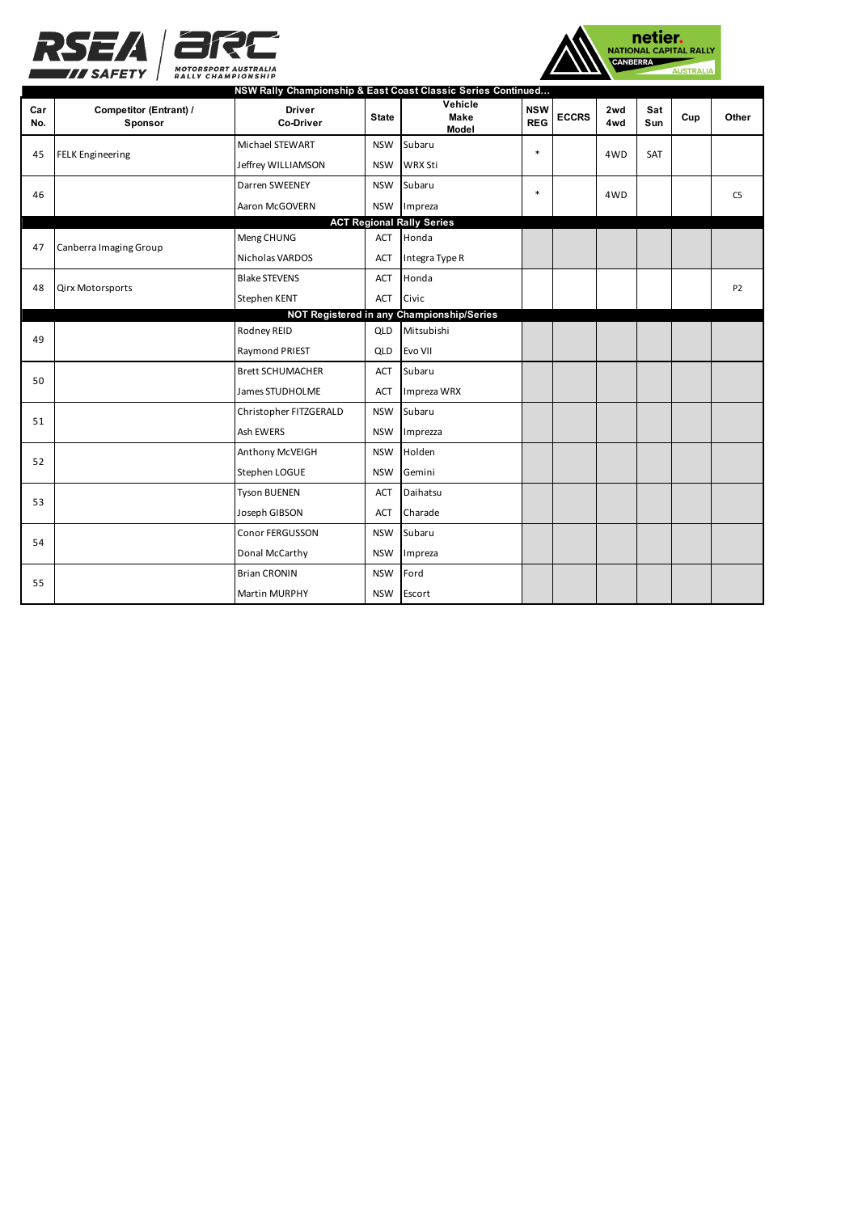| Car No. | Competitor (Entrant) / Sponsor | Driver / Co-Driver | State | Vehicle Make / Model | NSW REG | ECCRS | 2wd 4wd | Sat Sun | Cup | Other |
|---|---|---|---|---|---|---|---|---|---|---|
| **NSW Rally Championship & East Coast Classic Series Continued...** | | | | | | | | | | |
| 45 | FELK Engineering | Michael STEWART | NSW | Subaru | * | | 4WD | SAT | | |
| | | Jeffrey WILLIAMSON | NSW | WRX Sti | | | | | | |
| 46 | | Darren SWEENEY | NSW | Subaru | * | | 4WD | | | C5 |
| | | Aaron McGOVERN | NSW | Impreza | | | | | | |
| **ACT Regional Rally Series** | | | | | | | | | | |
| 47 | Canberra Imaging Group | Meng CHUNG | ACT | Honda | | | | | | |
| | | Nicholas VARDOS | ACT | Integra Type R | | | | | | |
| 48 | Qirx Motorsports | Blake STEVENS | ACT | Honda | | | | | | P2 |
| | | Stephen KENT | ACT | Civic | | | | | | |
| **NOT Registered in any Championship/Series** | | | | | | | | | | |
| 49 | | Rodney REID | QLD | Mitsubishi | | | | | | |
| | | Raymond PRIEST | QLD | Evo VII | | | | | | |
| 50 | | Brett SCHUMACHER | ACT | Subaru | | | | | | |
| | | James STUDHOLME | ACT | Impreza WRX | | | | | | |
| 51 | | Christopher FITZGERALD | NSW | Subaru | | | | | | |
| | | Ash EWERS | NSW | Imprezza | | | | | | |
| 52 | | Anthony McVEIGH | NSW | Holden | | | | | | |
| | | Stephen LOGUE | NSW | Gemini | | | | | | |
| 53 | | Tyson BUENEN | ACT | Daihatsu | | | | | | |
| | | Joseph GIBSON | ACT | Charade | | | | | | |
| 54 | | Conor FERGUSSON | NSW | Subaru | | | | | | |
| | | Donal McCarthy | NSW | Impreza | | | | | | |
| 55 | | Brian CRONIN | NSW | Ford | | | | | | |
| | | Martin MURPHY | NSW | Escort | | | | | | |